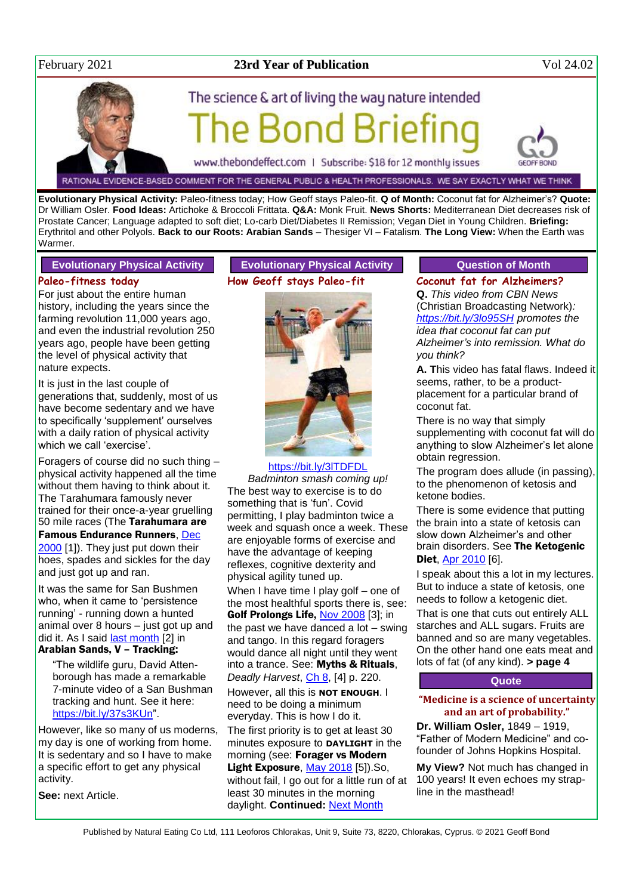February 2021 **23rd Year of Publication** Vol 24.02

# The Bond Briefing

The science & art of living the way nature intended

www.thebondeffect.com | Subscribe: $18 for 12 monthly issues

RATIONAL EVIDENCE-BASED COMMENT FOR THE GENERAL PUBLIC & HEALTH PROFESSIONALS. WE SAY EXACTLY WHAT WE THINK

**Evolutionary Physical Activity:** Paleo-fitness today; How Geoff stays Paleo-fit. **Q of Month:** Coconut fat for Alzheimer's? **Quote:** Dr William Osler. **Food Ideas:** Artichoke & Broccoli Frittata. **Q&A:** Monk Fruit. **News Shorts:** Mediterranean Diet decreases risk of Prostate Cancer; Language adapted to soft diet; Lo-carb Diet/Diabetes II Remission; Vegan Diet in Young Children. **Briefing:** Erythritol and other Polyols. **Back to our Roots: Arabian Sands** – Thesiger VI – Fatalism. **The Long View:** When the Earth was Warmer.

## Evolutionary Physical Activity

### Paleo-fitness today

For just about the entire human history, including the years since the farming revolution 11,000 years ago, and even the industrial revolution 250 years ago, people have been getting the level of physical activity that nature expects.

It is just in the last couple of generations that, suddenly, most of us have become sedentary and we have to specifically 'supplement' ourselves with a daily ration of physical activity which we call 'exercise'.

Foragers of course did no such thing – physical activity happened all the time without them having to think about it. The Tarahumara famously never trained for their once-a-year gruelling 50 mile races (The **Tarahumara are Famous Endurance Runners**, Dec 2000 [1]). They just put down their hoes, spades and sickles for the day and just got up and ran.

It was the same for San Bushmen who, when it came to 'persistence running' - running down a hunted animal over 8 hours – just got up and did it. As I said last month [2] in **Arabian Sands, V – Tracking:**

> "The wildlife guru, David Attenborough has made a remarkable 7-minute video of a San Bushman tracking and hunt. See it here: https://bit.ly/37s3KUn".

However, like so many of us moderns, my day is one of working from home. It is sedentary and so I have to make a specific effort to get any physical activity.

**See:** next Article.

## Evolutionary Physical Activity

### How Geoff stays Paleo-fit

https://bit.ly/3lTDFDL
*Badminton smash coming up!*

The best way to exercise is to do something that is 'fun'. Covid permitting, I play badminton twice a week and squash once a week. These are enjoyable forms of exercise and have the advantage of keeping reflexes, cognitive dexterity and physical agility tuned up.

When I have time I play golf – one of the most healthful sports there is, see: **Golf Prolongs Life,** Nov 2008 [3]; in the past we have danced a lot – swing and tango. In this regard foragers would dance all night until they went into a trance. See: **Myths & Rituals**, *Deadly Harvest*, Ch 8, [4] p. 220.

However, all this is **NOT ENOUGH**. I need to be doing a minimum everyday. This is how I do it.

The first priority is to get at least 30 minutes exposure to **DAYLIGHT** in the morning (see: **Forager vs Modern Light Exposure**, May 2018 [5]).So, without fail, I go out for a little run of at least 30 minutes in the morning daylight. **Continued:** Next Month

## Question of Month

### Coconut fat for Alzheimers?

**Q.** *This video from CBN News* (Christian Broadcasting Network)*: https://bit.ly/3lo95SH promotes the idea that coconut fat can put Alzheimer's into remission. What do you think?*

**A.** This video has fatal flaws. Indeed it seems, rather, to be a product-placement for a particular brand of coconut fat.

There is no way that simply supplementing with coconut fat will do anything to slow Alzheimer's let alone obtain regression.

The program does allude (in passing), to the phenomenon of ketosis and ketone bodies.

There is some evidence that putting the brain into a state of ketosis can slow down Alzheimer's and other brain disorders. See **The Ketogenic Diet**, Apr 2010 [6].

I speak about this a lot in my lectures. But to induce a state of ketosis, one needs to follow a ketogenic diet.

That is one that cuts out entirely ALL starches and ALL sugars. Fruits are banned and so are many vegetables. On the other hand one eats meat and lots of fat (of any kind). **> page 4**

## Quote

**"Medicine is a science of uncertainty and an art of probability."**

**Dr. William Osler,** 1849 – 1919, "Father of Modern Medicine" and co-founder of Johns Hopkins Hospital.

**My View?** Not much has changed in 100 years! It even echoes my strap-line in the masthead!

Published by Natural Eating Co Ltd, 111 Leoforos Chlorakas, Unit 9, Suite 73, 8220, Chlorakas, Cyprus. © 2021 Geoff Bond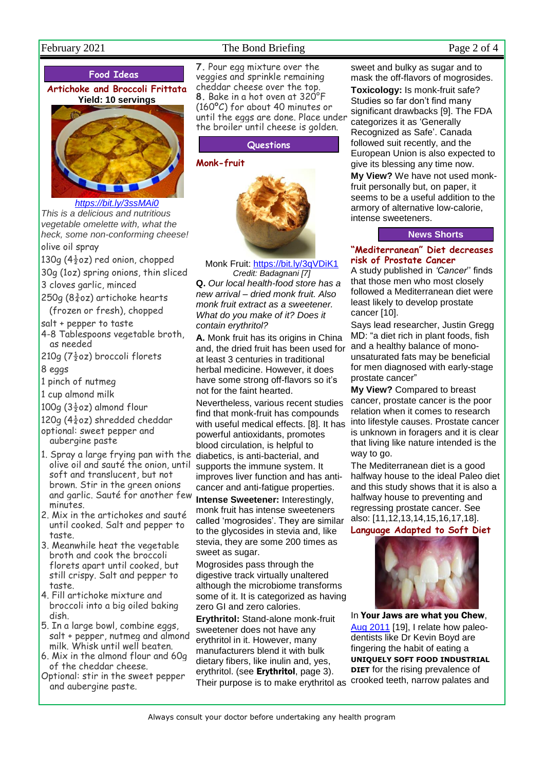## Food Ideas

### Artichoke and Broccoli Frittata

**Yield: 10 servings**

https://bit.ly/3ssMAi0

*This is a delicious and nutritious vegetable omelette with, what the heck, some non-conforming cheese!*

- olive oil spray
- 130g (4½oz) red onion, chopped
- 30g (1oz) spring onions, thin sliced
- 3 cloves garlic, minced
- 250g (8¾oz) artichoke hearts (frozen or fresh), chopped
- salt + pepper to taste
- 4-8 Tablespoons vegetable broth, as needed
- 210g (7½oz) broccoli florets
- 8 eggs
- 1 pinch of nutmeg
- 1 cup almond milk
- 100g (3½oz) almond flour
- 120g (4¼oz) shredded cheddar
- optional: sweet pepper and aubergine paste

1. Spray a large frying pan with the olive oil and sauté the onion, until soft and translucent, but not brown. Stir in the green onions and garlic. Sauté for another few minutes.
2. Mix in the artichokes and sauté until cooked. Salt and pepper to taste.
3. Meanwhile heat the vegetable broth and cook the broccoli florets apart until cooked, but still crispy. Salt and pepper to taste.
4. Fill artichoke mixture and broccoli florets into a big oiled baking dish.
5. In a large bowl, combine eggs, salt + pepper, nutmeg and almond milk. Whisk until well beaten.
6. Mix in the almond flour and 60g of the cheddar cheese.

Optional: stir in the sweet pepper and aubergine paste.

7. Pour egg mixture over the veggies and sprinkle remaining cheddar cheese over the top.
8. Bake in a hot oven at 320°F (160°C) for about 40 minutes or until the eggs are done. Place under the broiler until cheese is golden.

## Questions

### Monk-fruit

Monk Fruit: https://bit.ly/3qVDiK1
*Credit: Badagnani [7]*

**Q.** *Our local health-food store has a new arrival – dried monk fruit. Also monk fruit extract as a sweetener. What do you make of it? Does it contain erythritol?*

**A.** Monk fruit has its origins in China and, the dried fruit has been used for at least 3 centuries in traditional herbal medicine. However, it does have some strong off-flavors so it's not for the faint hearted.

Nevertheless, various recent studies find that monk-fruit has compounds with useful medical effects. [8]. It has powerful antioxidants, promotes blood circulation, is helpful to diabetics, is anti-bacterial, and supports the immune system. It improves liver function and has anti-cancer and anti-fatigue properties.

**Intense Sweetener:** Interestingly, monk fruit has intense sweeteners called 'mogrosides'. They are similar to the glycosides in stevia and, like stevia, they are some 200 times as sweet as sugar.

Mogrosides pass through the digestive track virtually unaltered although the microbiome transforms some of it. It is categorized as having zero GI and zero calories.

**Erythritol:** Stand-alone monk-fruit sweetener does not have any erythritol in it. However, many manufacturers blend it with bulk dietary fibers, like inulin and, yes, erythritol. (see **Erythritol**, page 3). Their purpose is to make erythritol as sweet and bulky as sugar and to mask the off-flavors of mogrosides.

**Toxicology:** Is monk-fruit safe? Studies so far don't find many significant drawbacks [9]. The FDA categorizes it as 'Generally Recognized as Safe'. Canada followed suit recently, and the European Union is also expected to give its blessing any time now.

**My View?** We have not used monk-fruit personally but, on paper, it seems to be a useful addition to the armory of alternative low-calorie, intense sweeteners.

## News Shorts

### "Mediterranean" Diet decreases risk of Prostate Cancer

A study published in *'Cancer*'' finds that those men who most closely followed a Mediterranean diet were least likely to develop prostate cancer [10].

Says lead researcher, Justin Gregg MD: "a diet rich in plant foods, fish and a healthy balance of mono-unsaturated fats may be beneficial for men diagnosed with early-stage prostate cancer"

**My View?** Compared to breast cancer, prostate cancer is the poor relation when it comes to research into lifestyle causes. Prostate cancer is unknown in foragers and it is clear that living like nature intended is the way to go.

The Mediterranean diet is a good halfway house to the ideal Paleo diet and this study shows that it is also a halfway house to preventing and regressing prostate cancer. See also: [11,12,13,14,15,16,17,18].

### Language Adapted to Soft Diet

In **Your Jaws are what you Chew**, Aug 2011 [19], I relate how paleo-dentists like Dr Kevin Boyd are fingering the habit of eating a **UNIQUELY SOFT FOOD INDUSTRIAL DIET** for the rising prevalence of crooked teeth, narrow palates and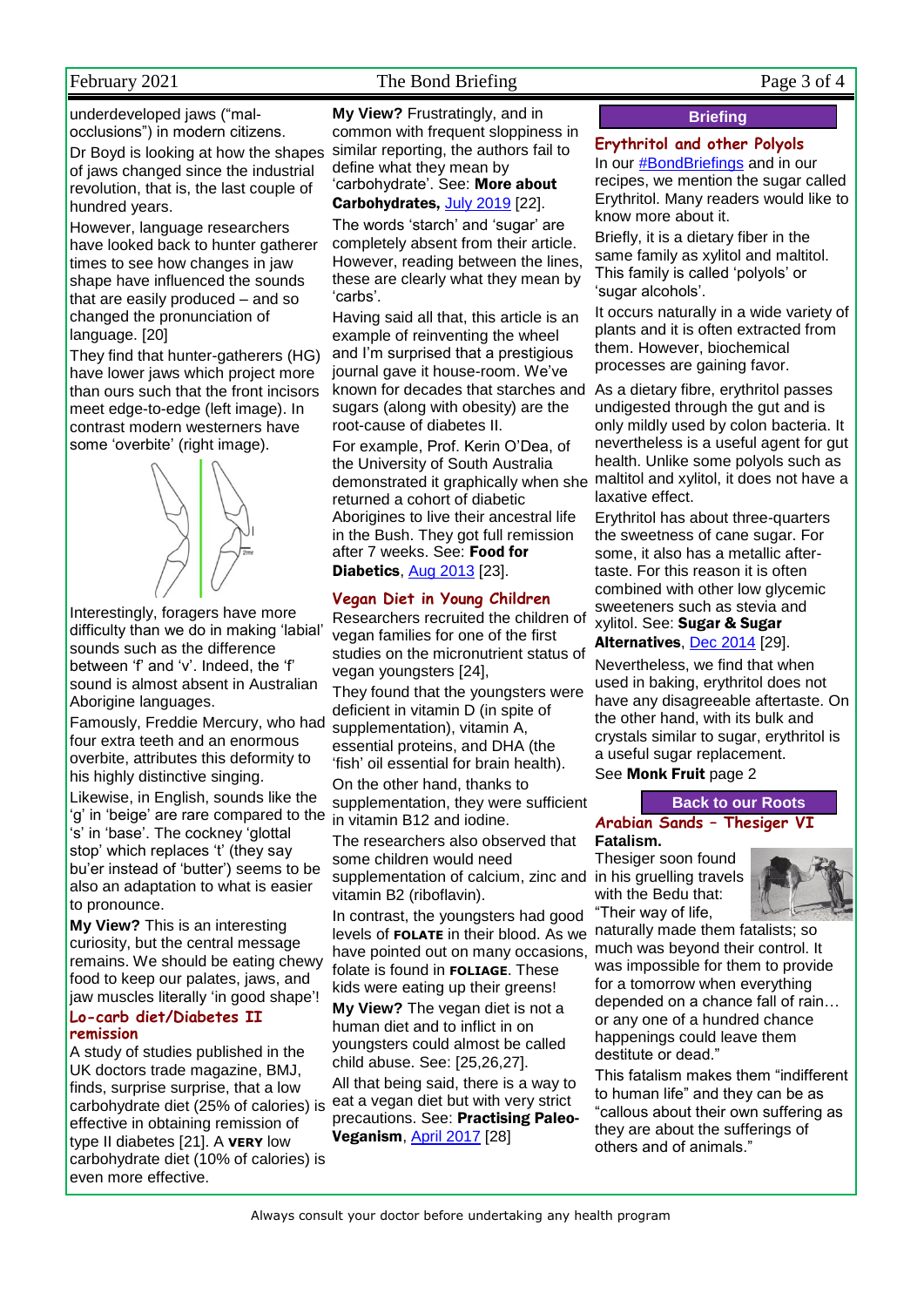underdeveloped jaws ("mal-occlusions") in modern citizens.

Dr Boyd is looking at how the shapes of jaws changed since the industrial revolution, that is, the last couple of hundred years.

However, language researchers have looked back to hunter gatherer times to see how changes in jaw shape have influenced the sounds that are easily produced – and so changed the pronunciation of language. [20]

They find that hunter-gatherers (HG) have lower jaws which project more than ours such that the front incisors meet edge-to-edge (left image). In contrast modern westerners have some 'overbite' (right image).

Interestingly, foragers have more difficulty than we do in making 'labial' sounds such as the difference between 'f' and 'v'. Indeed, the 'f' sound is almost absent in Australian Aborigine languages.

Famously, Freddie Mercury, who had four extra teeth and an enormous overbite, attributes this deformity to his highly distinctive singing.

Likewise, in English, sounds like the 'g' in 'beige' are rare compared to the 's' in 'base'. The cockney 'glottal stop' which replaces 't' (they say bu'er instead of 'butter') seems to be also an adaptation to what is easier to pronounce.

**My View?** This is an interesting curiosity, but the central message remains. We should be eating chewy food to keep our palates, jaws, and jaw muscles literally 'in good shape'!

### Lo-carb diet/Diabetes II remission

A study of studies published in the UK doctors trade magazine, BMJ, finds, surprise surprise, that a low carbohydrate diet (25% of calories) is effective in obtaining remission of type II diabetes [21]. A **VERY** low carbohydrate diet (10% of calories) is even more effective.

**My View?** Frustratingly, and in common with frequent sloppiness in similar reporting, the authors fail to define what they mean by 'carbohydrate'. See: **More about Carbohydrates,** July 2019 [22].

The words 'starch' and 'sugar' are completely absent from their article. However, reading between the lines, these are clearly what they mean by 'carbs'.

Having said all that, this article is an example of reinventing the wheel and I'm surprised that a prestigious journal gave it house-room. We've known for decades that starches and sugars (along with obesity) are the root-cause of diabetes II.

For example, Prof. Kerin O'Dea, of the University of South Australia demonstrated graphically when she returned a cohort of diabetic Aborigines to live their ancestral life in the Bush. They got full remission after 7 weeks. See: **Food for Diabetics**, Aug 2013 [23].

### Vegan Diet in Young Children

Researchers recruited the children of vegan families for one of the first studies on the micronutrient status of vegan youngsters [24],

They found that the youngsters were deficient in vitamin D (in spite of supplementation), vitamin A, essential proteins, and DHA (the 'fish' oil essential for brain health).

On the other hand, thanks to supplementation, they were sufficient in vitamin B12 and iodine.

The researchers also observed that some children would need supplementation of calcium, zinc and vitamin B2 (riboflavin).

In contrast, the youngsters had good levels of **FOLATE** in their blood. As we have pointed out on many occasions, folate is found in **FOLIAGE**. These kids were eating up their greens!

**My View?** The vegan diet is not a human diet and to inflict in on youngsters could almost be called child abuse. See: [25,26,27].

All that being said, there is a way to eat a vegan diet but with very strict precautions. See: **Practising Paleo-Veganism**, April 2017 [28]

## Briefing

### Erythritol and other Polyols

In our #BondBriefings and in our recipes, we mention the sugar called Erythritol. Many readers would like to know more about it.

Briefly, it is a dietary fiber in the same family as xylitol and maltitol. This family is called 'polyols' or 'sugar alcohols'.

It occurs naturally in a wide variety of plants and it is often extracted from them. However, biochemical processes are gaining favor.

As a dietary fibre, erythritol passes undigested through the gut and is only mildly used by colon bacteria. It nevertheless is a useful agent for gut health. Unlike some polyols such as maltitol and xylitol, it does not have a laxative effect.

Erythritol has about three-quarters the sweetness of cane sugar. For some, it also has a metallic after-taste. For this reason it is often combined with other low glycemic sweeteners such as stevia and xylitol. See: **Sugar & Sugar Alternatives**, Dec 2014 [29].

Nevertheless, we find that when used in baking, erythritol does not have any disagreeable aftertaste. On the other hand, with its bulk and crystals similar to sugar, erythritol is a useful sugar replacement.

See **Monk Fruit** page 2

## Back to our Roots

### Arabian Sands – Thesiger VI

**Fatalism.**

Thesiger soon found in his gruelling travels with the Bedu that: "Their way of life, naturally made them fatalists; so much was beyond their control. It was impossible for them to provide for a tomorrow when everything depended on a chance fall of rain… or any one of a hundred chance happenings could leave them destitute or dead."

This fatalism makes them "indifferent to human life" and they can be as "callous about their own suffering as they are about the sufferings of others and of animals."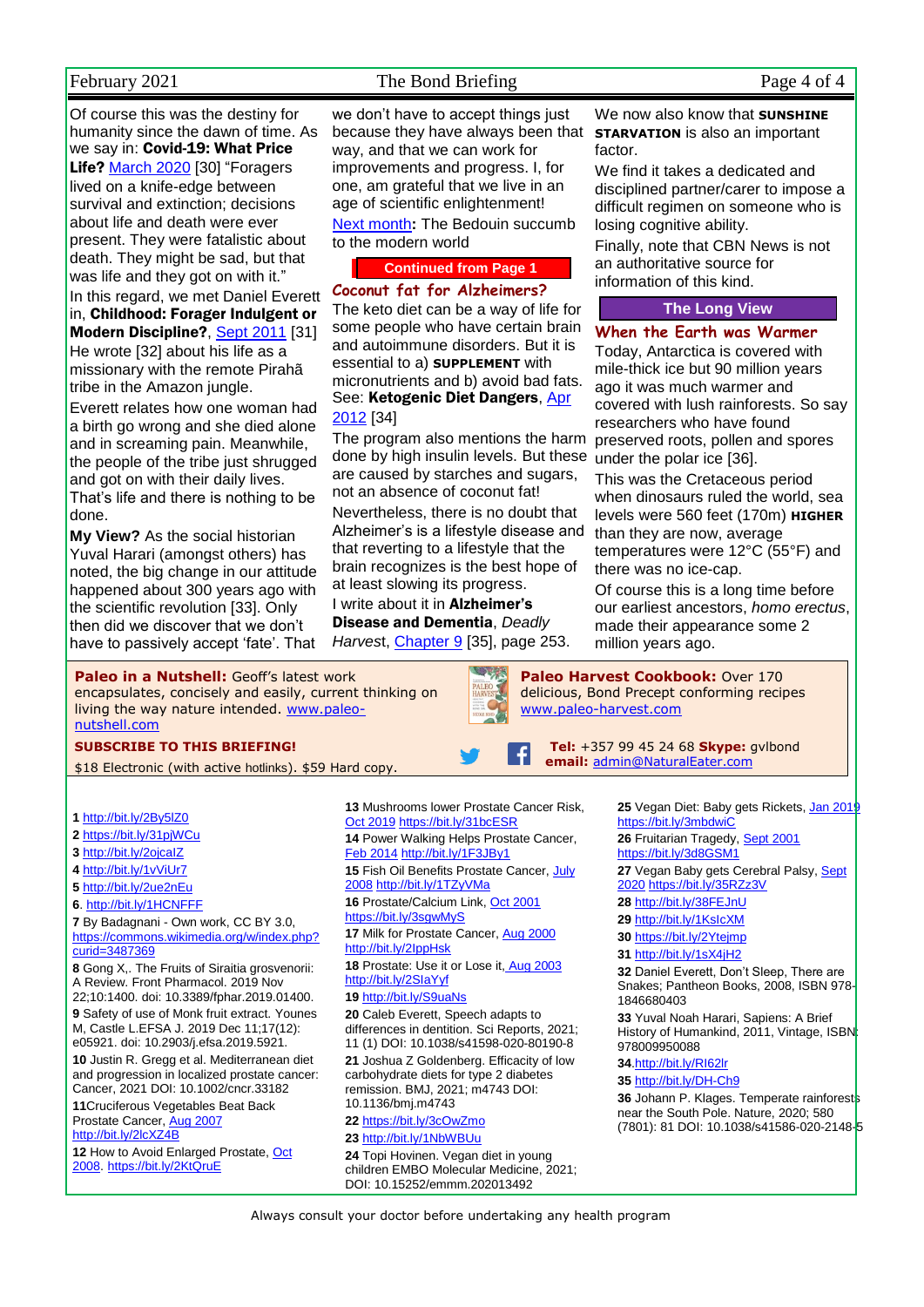Of course this was the destiny for humanity since the dawn of time. As we say in: **Covid-19: What Price Life?** March 2020 [30] "Foragers lived on a knife-edge between survival and extinction; decisions about life and death were ever present. They were fatalistic about death. They might be sad, but that was life and they got on with it."

In this regard, we met Daniel Everett in, **Childhood: Forager Indulgent or Modern Discipline?**, Sept 2011 [31] He wrote [32] about his life as a missionary with the remote Pirahã tribe in the Amazon jungle.

Everett relates how one woman had a birth go wrong and she died alone and in screaming pain. Meanwhile, the people of the tribe just shrugged and got on with their daily lives. That's life and there is nothing to be done.

**My View?** As the social historian Yuval Harari (amongst others) has noted, the big change in our attitude happened about 300 years ago with the scientific revolution [33]. Only then did we discover that we don't have to passively accept 'fate'. That we don't have to accept things just because they have always been that way, and that we can work for improvements and progress. I, for one, am grateful that we live in an age of scientific enlightenment!

Next month**:** The Bedouin succumb to the modern world

**Continued from Page 1**

## Coconut fat for Alzheimers?

The keto diet can be a way of life for some people who have certain brain and autoimmune disorders. But it is essential to a) **SUPPLEMENT** with micronutrients and b) avoid bad fats. See: **Ketogenic Diet Dangers**, Apr 2012 [34]

The program also mentions the harm done by high insulin levels. But these are caused by starches and sugars, not an absence of coconut fat!

Nevertheless, there is no doubt that Alzheimer's is a lifestyle disease and that reverting to a lifestyle that the brain recognizes is the best hope of at least slowing its progress.

I write about it in **Alzheimer's Disease and Dementia**, *Deadly Harvest*, Chapter 9 [35], page 253.

We now also know that **SUNSHINE STARVATION** is also an important factor.

We find it takes a dedicated and disciplined partner/carer to impose a difficult regimen on someone who is losing cognitive ability.

Finally, note that CBN News is not an authoritative source for information of this kind.

**The Long View**

## When the Earth was Warmer

Today, Antarctica is covered with mile-thick ice but 90 million years ago it was much warmer and covered with lush rainforests. So say researchers who have found preserved roots, pollen and spores under the polar ice [36].

This was the Cretaceous period when dinosaurs ruled the world, sea levels were 560 feet (170m) **HIGHER** than they are now, average temperatures were 12°C (55°F) and there was no ice-cap.

Of course this is a long time before our earliest ancestors, *homo erectus*, made their appearance some 2 million years ago.

---

**Paleo in a Nutshell:** Geoff's latest work encapsulates, concisely and easily, current thinking on living the way nature intended. www.paleo-nutshell.com

**Paleo Harvest Cookbook:** Over 170 delicious, Bond Precept conforming recipes www.paleo-harvest.com

**SUBSCRIBE TO THIS BRIEFING!**

$18 Electronic (with active hotlinks). $59 Hard copy.

**Tel:** +357 99 45 24 68 **Skype:** gvlbond
**email:** admin@NaturalEater.com

---

**1** http://bit.ly/2By5lZ0
**2** https://bit.ly/31pjWCu
**3** http://bit.ly/2ojcalZ
**4** http://bit.ly/1vViUr7
**5** http://bit.ly/2ue2nEu
**6**. http://bit.ly/1HCNFFF
**7** By Badagnani - Own work, CC BY 3.0, https://commons.wikimedia.org/w/index.php?curid=3487369
**8** Gong X,. The Fruits of Siraitia grosvenorii: A Review. Front Pharmacol. 2019 Nov 22;10:1400. doi: 10.3389/fphar.2019.01400.
**9** Safety of use of Monk fruit extract. Younes M, Castle L.EFSA J. 2019 Dec 11;17(12): e05921. doi: 10.2903/j.efsa.2019.5921.
**10** Justin R. Gregg et al. Mediterranean diet and progression in localized prostate cancer: Cancer, 2021 DOI: 10.1002/cncr.33182
**11**Cruciferous Vegetables Beat Back Prostate Cancer, Aug 2007 http://bit.ly/2lcXZ4B
**12** How to Avoid Enlarged Prostate, Oct 2008. https://bit.ly/2KtQruE
**13** Mushrooms lower Prostate Cancer Risk, Oct 2019 https://bit.ly/31bcESR
**14** Power Walking Helps Prostate Cancer, Feb 2014 http://bit.ly/1F3JBy1
**15** Fish Oil Benefits Prostate Cancer, July 2008 http://bit.ly/1TZyVMa
**16** Prostate/Calcium Link, Oct 2001 https://bit.ly/3sgwMyS
**17** Milk for Prostate Cancer, Aug 2000 http://bit.ly/2IppHsk
**18** Prostate: Use it or Lose it, Aug 2003 http://bit.ly/2SIaYyf
**19** http://bit.ly/S9uaNs
**20** Caleb Everett, Speech adapts to differences in dentition. Sci Reports, 2021; 11 (1) DOI: 10.1038/s41598-020-80190-8
**21** Joshua Z Goldenberg. Efficacity of low carbohydrate diets for type 2 diabetes remission. BMJ, 2021; m4743 DOI: 10.1136/bmj.m4743
**22** https://bit.ly/3cOwZmo
**23** http://bit.ly/1NbWBUu
**24** Topi Hovinen. Vegan diet in young children EMBO Molecular Medicine, 2021; DOI: 10.15252/emmm.202013492
**25** Vegan Diet: Baby gets Rickets, Jan 2019 https://bit.ly/3mbdwiC
**26** Fruitarian Tragedy, Sept 2001 https://bit.ly/3d8GSM1
**27** Vegan Baby gets Cerebral Palsy, Sept 2020 https://bit.ly/35RZz3V
**28** http://bit.ly/38FEJnU
**29** http://bit.ly/1KsIcXM
**30** https://bit.ly/2Ytejmp
**31** http://bit.ly/1sX4jH2
**32** Daniel Everett, Don't Sleep, There are Snakes; Pantheon Books, 2008, ISBN 978-1846680403
**33** Yuval Noah Harari, Sapiens: A Brief History of Humankind, 2011, Vintage, ISBN: 978009950088
**34**.http://bit.ly/RI62lr
**35** http://bit.ly/DH-Ch9
**36** Johann P. Klages. Temperate rainforests near the South Pole. Nature, 2020; 580 (7801): 81 DOI: 10.1038/s41586-020-2148-5

Always consult your doctor before undertaking any health program